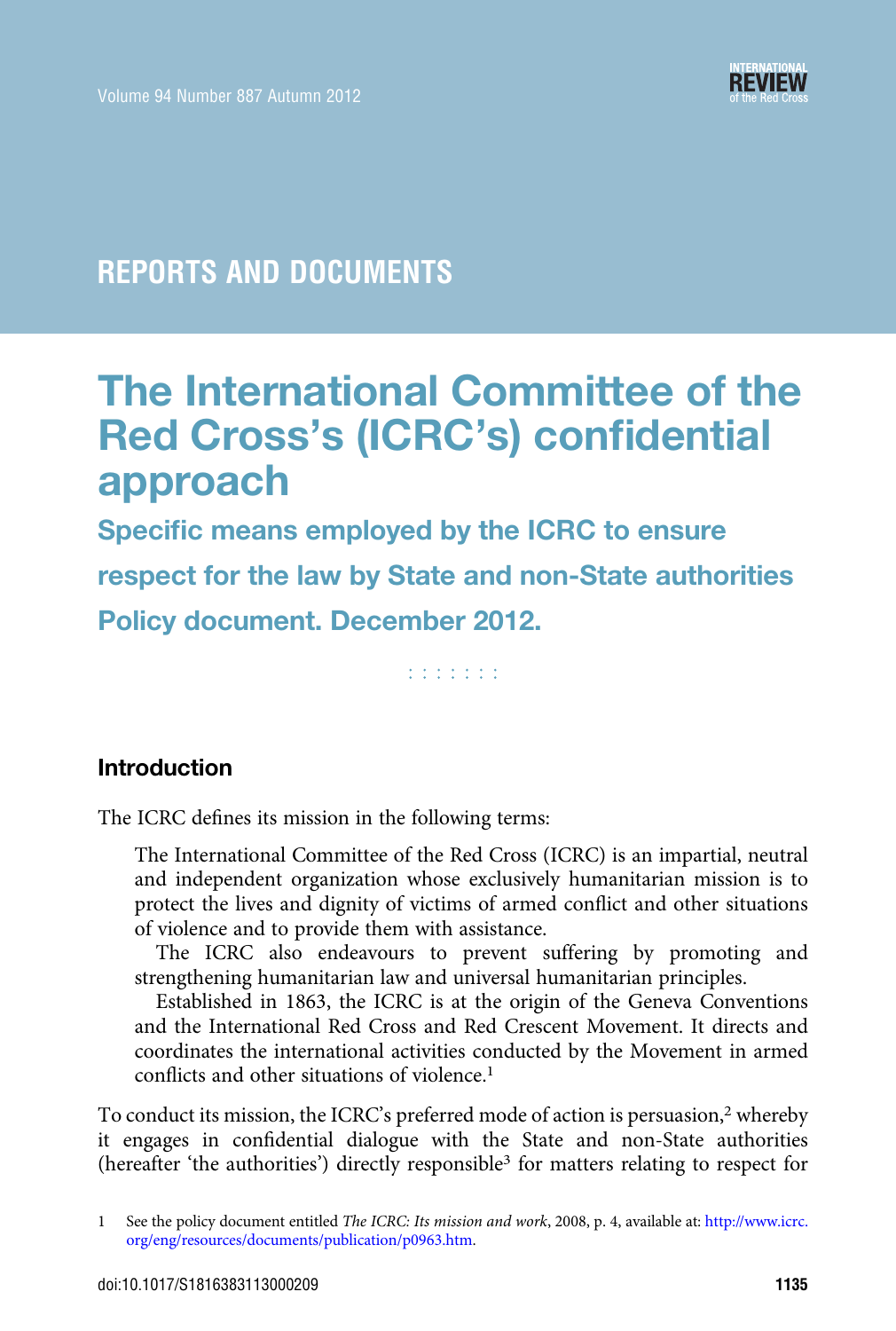REPORTS AND DOCUMENTS

# The International Committee of the Red Cross's (ICRC's) confidential approach

## Specific means employed by the ICRC to ensure respect for the law by State and non-State authorities

## Policy document. December 2012.

### Introduction

The ICRC defines its mission in the following terms:

> The International Committee of the Red Cross (ICRC) is an impartial, neutral and independent organization whose exclusively humanitarian mission is to protect the lives and dignity of victims of armed conflict and other situations of violence and to provide them with assistance.
>
> The ICRC also endeavours to prevent suffering by promoting and strengthening humanitarian law and universal humanitarian principles.
>
> Established in 1863, the ICRC is at the origin of the Geneva Conventions and the International Red Cross and Red Crescent Movement. It directs and coordinates the international activities conducted by the Movement in armed conflicts and other situations of violence.[1]

To conduct its mission, the ICRC's preferred mode of action is persuasion,[2] whereby it engages in confidential dialogue with the State and non-State authorities (hereafter 'the authorities') directly responsible[3] for matters relating to respect for

1 See the policy document entitled *The ICRC: Its mission and work*, 2008, p. 4, available at: http://www.icrc.org/eng/resources/documents/publication/p0963.htm.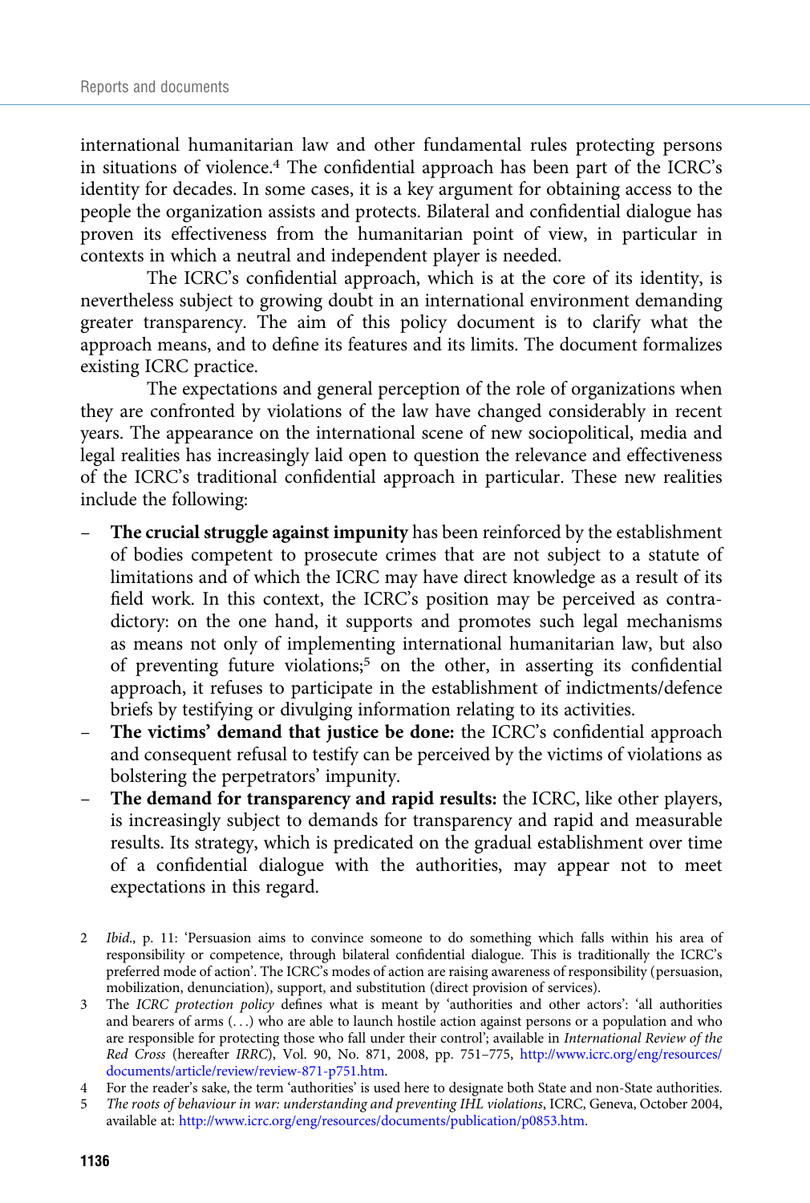international humanitarian law and other fundamental rules protecting persons in situations of violence.[4] The confidential approach has been part of the ICRC's identity for decades. In some cases, it is a key argument for obtaining access to the people the organization assists and protects. Bilateral and confidential dialogue has proven its effectiveness from the humanitarian point of view, in particular in contexts in which a neutral and independent player is needed.

The ICRC's confidential approach, which is at the core of its identity, is nevertheless subject to growing doubt in an international environment demanding greater transparency. The aim of this policy document is to clarify what the approach means, and to define its features and its limits. The document formalizes existing ICRC practice.

The expectations and general perception of the role of organizations when they are confronted by violations of the law have changed considerably in recent years. The appearance on the international scene of new sociopolitical, media and legal realities has increasingly laid open to question the relevance and effectiveness of the ICRC's traditional confidential approach in particular. These new realities include the following:

- **The crucial struggle against impunity** has been reinforced by the establishment of bodies competent to prosecute crimes that are not subject to a statute of limitations and of which the ICRC may have direct knowledge as a result of its field work. In this context, the ICRC's position may be perceived as contradictory: on the one hand, it supports and promotes such legal mechanisms as means not only of implementing international humanitarian law, but also of preventing future violations;[5] on the other, in asserting its confidential approach, it refuses to participate in the establishment of indictments/defence briefs by testifying or divulging information relating to its activities.
- **The victims' demand that justice be done:** the ICRC's confidential approach and consequent refusal to testify can be perceived by the victims of violations as bolstering the perpetrators' impunity.
- **The demand for transparency and rapid results:** the ICRC, like other players, is increasingly subject to demands for transparency and rapid and measurable results. Its strategy, which is predicated on the gradual establishment over time of a confidential dialogue with the authorities, may appear not to meet expectations in this regard.

---

2 *Ibid.*, p. 11: 'Persuasion aims to convince someone to do something which falls within his area of responsibility or competence, through bilateral confidential dialogue. This is traditionally the ICRC's preferred mode of action'. The ICRC's modes of action are raising awareness of responsibility (persuasion, mobilization, denunciation), support, and substitution (direct provision of services).

3 The *ICRC protection policy* defines what is meant by 'authorities and other actors': 'all authorities and bearers of arms (…) who are able to launch hostile action against persons or a population and who are responsible for protecting those who fall under their control'; available in *International Review of the Red Cross* (hereafter *IRRC*), Vol. 90, No. 871, 2008, pp. 751–775, http://www.icrc.org/eng/resources/documents/article/review/review-871-p751.htm.

4 For the reader's sake, the term 'authorities' is used here to designate both State and non-State authorities.

5 *The roots of behaviour in war: understanding and preventing IHL violations*, ICRC, Geneva, October 2004, available at: http://www.icrc.org/eng/resources/documents/publication/p0853.htm.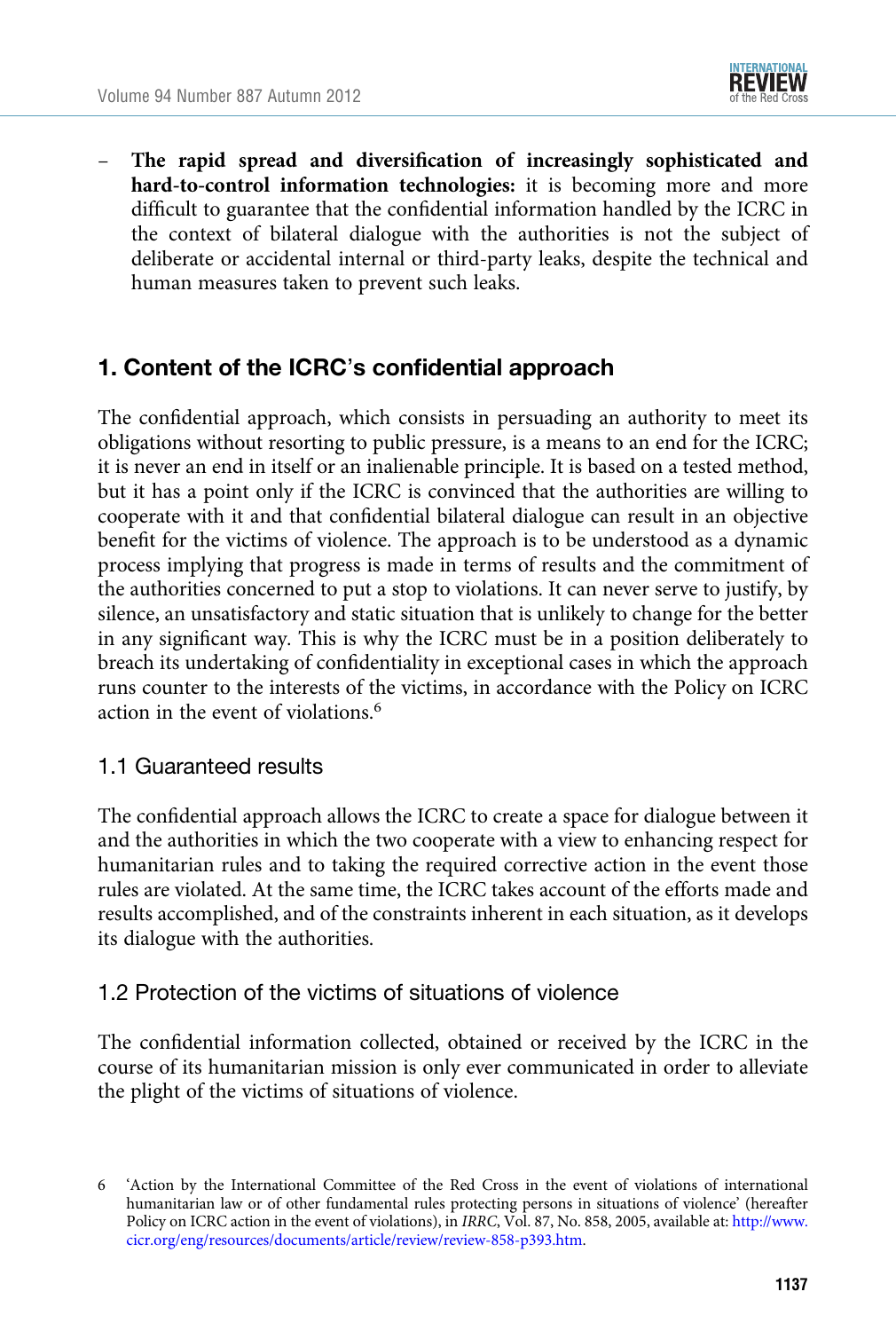– **The rapid spread and diversification of increasingly sophisticated and hard-to-control information technologies:** it is becoming more and more difficult to guarantee that the confidential information handled by the ICRC in the context of bilateral dialogue with the authorities is not the subject of deliberate or accidental internal or third-party leaks, despite the technical and human measures taken to prevent such leaks.

## 1. Content of the ICRC's confidential approach

The confidential approach, which consists in persuading an authority to meet its obligations without resorting to public pressure, is a means to an end for the ICRC; it is never an end in itself or an inalienable principle. It is based on a tested method, but it has a point only if the ICRC is convinced that the authorities are willing to cooperate with it and that confidential bilateral dialogue can result in an objective benefit for the victims of violence. The approach is to be understood as a dynamic process implying that progress is made in terms of results and the commitment of the authorities concerned to put a stop to violations. It can never serve to justify, by silence, an unsatisfactory and static situation that is unlikely to change for the better in any significant way. This is why the ICRC must be in a position deliberately to breach its undertaking of confidentiality in exceptional cases in which the approach runs counter to the interests of the victims, in accordance with the Policy on ICRC action in the event of violations.[6]

### 1.1 Guaranteed results

The confidential approach allows the ICRC to create a space for dialogue between it and the authorities in which the two cooperate with a view to enhancing respect for humanitarian rules and to taking the required corrective action in the event those rules are violated. At the same time, the ICRC takes account of the efforts made and results accomplished, and of the constraints inherent in each situation, as it develops its dialogue with the authorities.

### 1.2 Protection of the victims of situations of violence

The confidential information collected, obtained or received by the ICRC in the course of its humanitarian mission is only ever communicated in order to alleviate the plight of the victims of situations of violence.

6 'Action by the International Committee of the Red Cross in the event of violations of international humanitarian law or of other fundamental rules protecting persons in situations of violence' (hereafter Policy on ICRC action in the event of violations), in *IRRC*, Vol. 87, No. 858, 2005, available at: http://www.cicr.org/eng/resources/documents/article/review/review-858-p393.htm.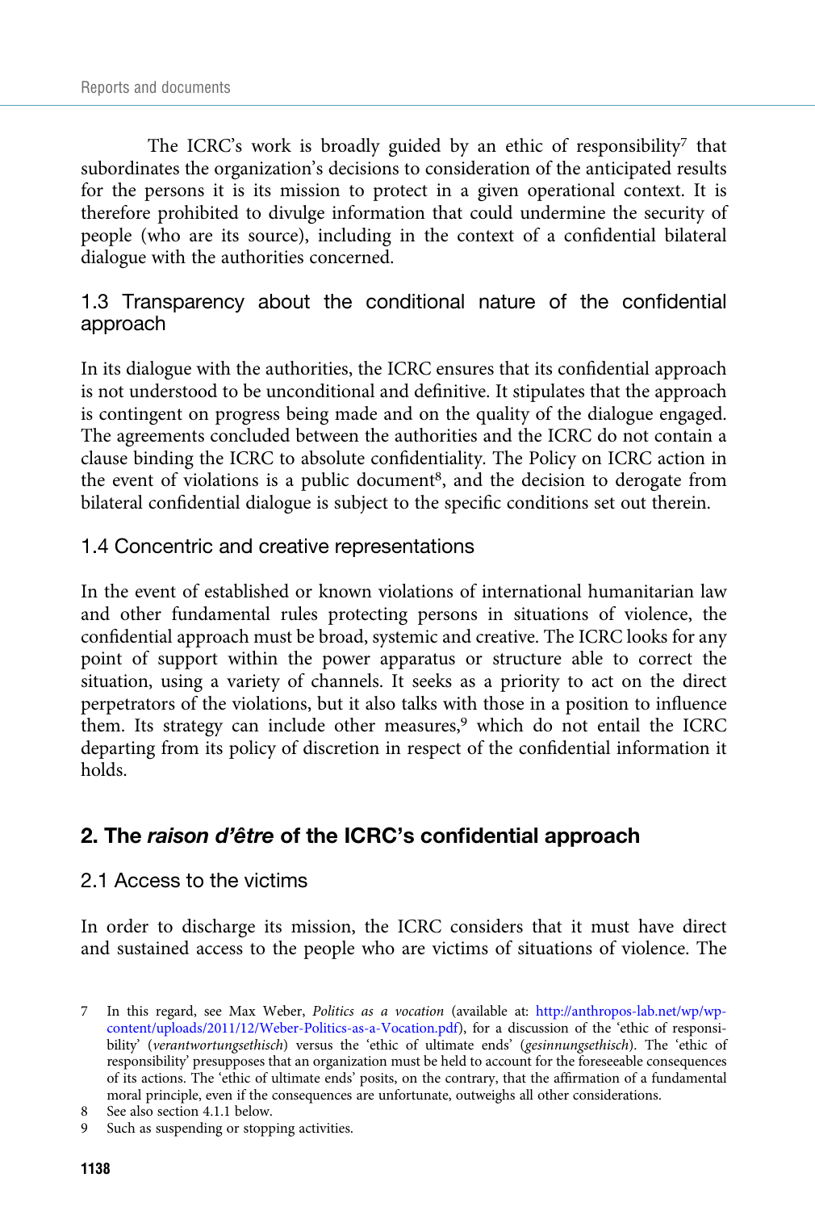The ICRC's work is broadly guided by an ethic of responsibility[7] that subordinates the organization's decisions to consideration of the anticipated results for the persons it is its mission to protect in a given operational context. It is therefore prohibited to divulge information that could undermine the security of people (who are its source), including in the context of a confidential bilateral dialogue with the authorities concerned.

### 1.3 Transparency about the conditional nature of the confidential approach

In its dialogue with the authorities, the ICRC ensures that its confidential approach is not understood to be unconditional and definitive. It stipulates that the approach is contingent on progress being made and on the quality of the dialogue engaged. The agreements concluded between the authorities and the ICRC do not contain a clause binding the ICRC to absolute confidentiality. The Policy on ICRC action in the event of violations is a public document[8], and the decision to derogate from bilateral confidential dialogue is subject to the specific conditions set out therein.

### 1.4 Concentric and creative representations

In the event of established or known violations of international humanitarian law and other fundamental rules protecting persons in situations of violence, the confidential approach must be broad, systemic and creative. The ICRC looks for any point of support within the power apparatus or structure able to correct the situation, using a variety of channels. It seeks as a priority to act on the direct perpetrators of the violations, but it also talks with those in a position to influence them. Its strategy can include other measures,[9] which do not entail the ICRC departing from its policy of discretion in respect of the confidential information it holds.

## 2. The *raison d'être* of the ICRC's confidential approach

### 2.1 Access to the victims

In order to discharge its mission, the ICRC considers that it must have direct and sustained access to the people who are victims of situations of violence. The

---

7 In this regard, see Max Weber, *Politics as a vocation* (available at: http://anthropos-lab.net/wp/wp-content/uploads/2011/12/Weber-Politics-as-a-Vocation.pdf), for a discussion of the 'ethic of responsibility' (*verantwortungsethisch*) versus the 'ethic of ultimate ends' (*gesinnungsethisch*). The 'ethic of responsibility' presupposes that an organization must be held to account for the foreseeable consequences of its actions. The 'ethic of ultimate ends' posits, on the contrary, that the affirmation of a fundamental moral principle, even if the consequences are unfortunate, outweighs all other considerations.

8 See also section 4.1.1 below.

9 Such as suspending or stopping activities.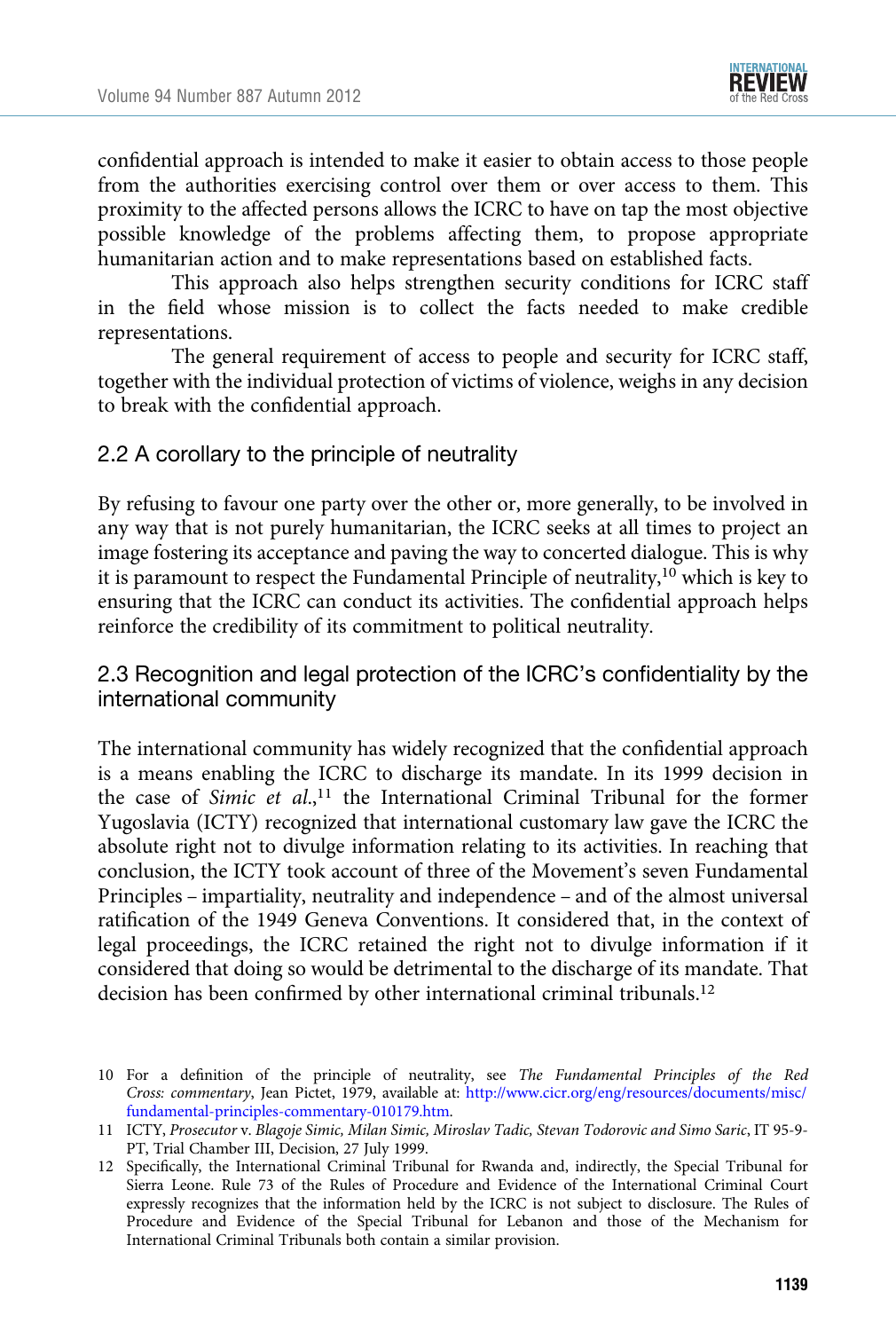confidential approach is intended to make it easier to obtain access to those people from the authorities exercising control over them or over access to them. This proximity to the affected persons allows the ICRC to have on tap the most objective possible knowledge of the problems affecting them, to propose appropriate humanitarian action and to make representations based on established facts.

This approach also helps strengthen security conditions for ICRC staff in the field whose mission is to collect the facts needed to make credible representations.

The general requirement of access to people and security for ICRC staff, together with the individual protection of victims of violence, weighs in any decision to break with the confidential approach.

### 2.2 A corollary to the principle of neutrality

By refusing to favour one party over the other or, more generally, to be involved in any way that is not purely humanitarian, the ICRC seeks at all times to project an image fostering its acceptance and paving the way to concerted dialogue. This is why it is paramount to respect the Fundamental Principle of neutrality,[10] which is key to ensuring that the ICRC can conduct its activities. The confidential approach helps reinforce the credibility of its commitment to political neutrality.

### 2.3 Recognition and legal protection of the ICRC's confidentiality by the international community

The international community has widely recognized that the confidential approach is a means enabling the ICRC to discharge its mandate. In its 1999 decision in the case of *Simic et al.*,[11] the International Criminal Tribunal for the former Yugoslavia (ICTY) recognized that international customary law gave the ICRC the absolute right not to divulge information relating to its activities. In reaching that conclusion, the ICTY took account of three of the Movement's seven Fundamental Principles – impartiality, neutrality and independence – and of the almost universal ratification of the 1949 Geneva Conventions. It considered that, in the context of legal proceedings, the ICRC retained the right not to divulge information if it considered that doing so would be detrimental to the discharge of its mandate. That decision has been confirmed by other international criminal tribunals.[12]

---

10 For a definition of the principle of neutrality, see *The Fundamental Principles of the Red Cross: commentary*, Jean Pictet, 1979, available at: http://www.cicr.org/eng/resources/documents/misc/fundamental-principles-commentary-010179.htm.

11 ICTY, *Prosecutor* v. *Blagoje Simic, Milan Simic, Miroslav Tadic, Stevan Todorovic and Simo Saric*, IT 95-9-PT, Trial Chamber III, Decision, 27 July 1999.

12 Specifically, the International Criminal Tribunal for Rwanda and, indirectly, the Special Tribunal for Sierra Leone. Rule 73 of the Rules of Procedure and Evidence of the International Criminal Court expressly recognizes that the information held by the ICRC is not subject to disclosure. The Rules of Procedure and Evidence of the Special Tribunal for Lebanon and those of the Mechanism for International Criminal Tribunals both contain a similar provision.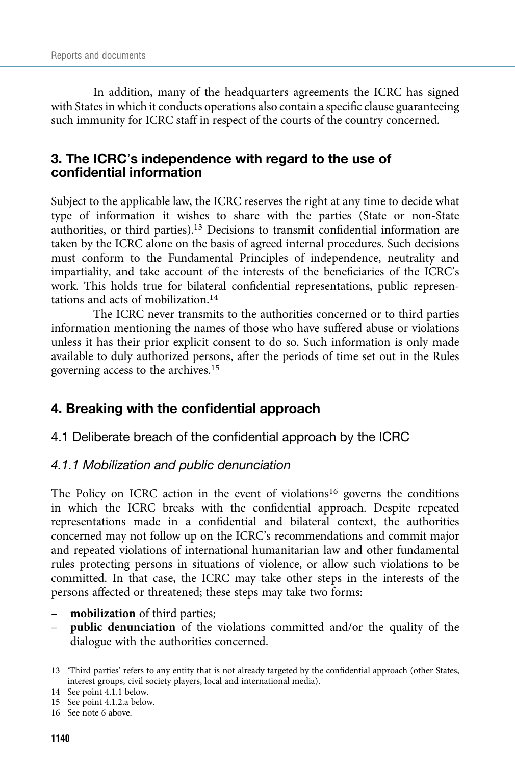In addition, many of the headquarters agreements the ICRC has signed with States in which it conducts operations also contain a specific clause guaranteeing such immunity for ICRC staff in respect of the courts of the country concerned.

## 3. The ICRC's independence with regard to the use of confidential information

Subject to the applicable law, the ICRC reserves the right at any time to decide what type of information it wishes to share with the parties (State or non-State authorities, or third parties).[13] Decisions to transmit confidential information are taken by the ICRC alone on the basis of agreed internal procedures. Such decisions must conform to the Fundamental Principles of independence, neutrality and impartiality, and take account of the interests of the beneficiaries of the ICRC's work. This holds true for bilateral confidential representations, public representations and acts of mobilization.[14]

The ICRC never transmits to the authorities concerned or to third parties information mentioning the names of those who have suffered abuse or violations unless it has their prior explicit consent to do so. Such information is only made available to duly authorized persons, after the periods of time set out in the Rules governing access to the archives.[15]

## 4. Breaking with the confidential approach

### 4.1 Deliberate breach of the confidential approach by the ICRC

#### *4.1.1 Mobilization and public denunciation*

The Policy on ICRC action in the event of violations[16] governs the conditions in which the ICRC breaks with the confidential approach. Despite repeated representations made in a confidential and bilateral context, the authorities concerned may not follow up on the ICRC's recommendations and commit major and repeated violations of international humanitarian law and other fundamental rules protecting persons in situations of violence, or allow such violations to be committed. In that case, the ICRC may take other steps in the interests of the persons affected or threatened; these steps may take two forms:

- **mobilization** of third parties;
- **public denunciation** of the violations committed and/or the quality of the dialogue with the authorities concerned.

---

13 'Third parties' refers to any entity that is not already targeted by the confidential approach (other States, interest groups, civil society players, local and international media).

14 See point 4.1.1 below.

15 See point 4.1.2.a below.

16 See note 6 above.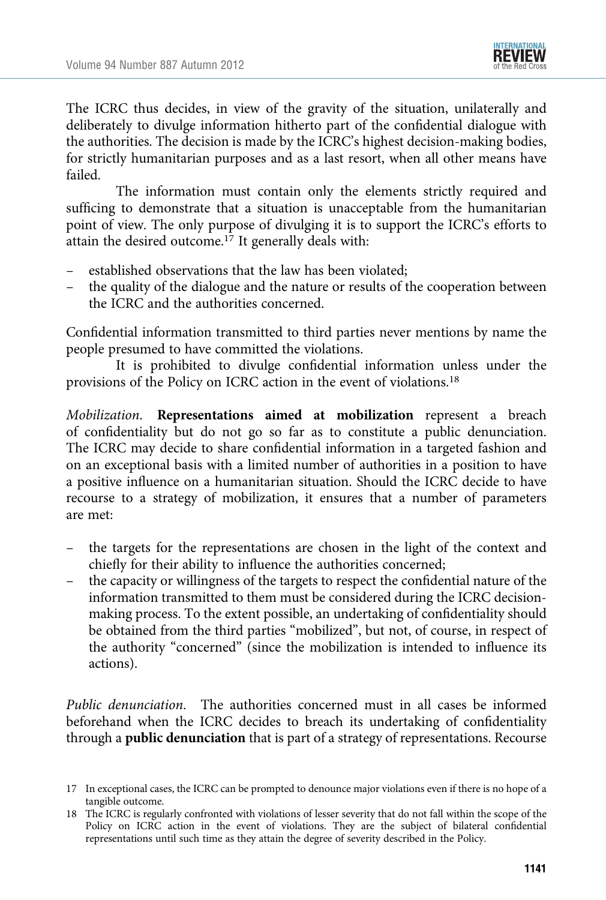The ICRC thus decides, in view of the gravity of the situation, unilaterally and deliberately to divulge information hitherto part of the confidential dialogue with the authorities. The decision is made by the ICRC's highest decision-making bodies, for strictly humanitarian purposes and as a last resort, when all other means have failed.

The information must contain only the elements strictly required and sufficing to demonstrate that a situation is unacceptable from the humanitarian point of view. The only purpose of divulging it is to support the ICRC's efforts to attain the desired outcome.[17] It generally deals with:

- established observations that the law has been violated;
- the quality of the dialogue and the nature or results of the cooperation between the ICRC and the authorities concerned.

Confidential information transmitted to third parties never mentions by name the people presumed to have committed the violations.

It is prohibited to divulge confidential information unless under the provisions of the Policy on ICRC action in the event of violations.[18]

*Mobilization*. **Representations aimed at mobilization** represent a breach of confidentiality but do not go so far as to constitute a public denunciation. The ICRC may decide to share confidential information in a targeted fashion and on an exceptional basis with a limited number of authorities in a position to have a positive influence on a humanitarian situation. Should the ICRC decide to have recourse to a strategy of mobilization, it ensures that a number of parameters are met:

- the targets for the representations are chosen in the light of the context and chiefly for their ability to influence the authorities concerned;
- the capacity or willingness of the targets to respect the confidential nature of the information transmitted to them must be considered during the ICRC decision-making process. To the extent possible, an undertaking of confidentiality should be obtained from the third parties "mobilized", but not, of course, in respect of the authority "concerned" (since the mobilization is intended to influence its actions).

*Public denunciation*. The authorities concerned must in all cases be informed beforehand when the ICRC decides to breach its undertaking of confidentiality through a **public denunciation** that is part of a strategy of representations. Recourse

17 In exceptional cases, the ICRC can be prompted to denounce major violations even if there is no hope of a tangible outcome.

18 The ICRC is regularly confronted with violations of lesser severity that do not fall within the scope of the Policy on ICRC action in the event of violations. They are the subject of bilateral confidential representations until such time as they attain the degree of severity described in the Policy.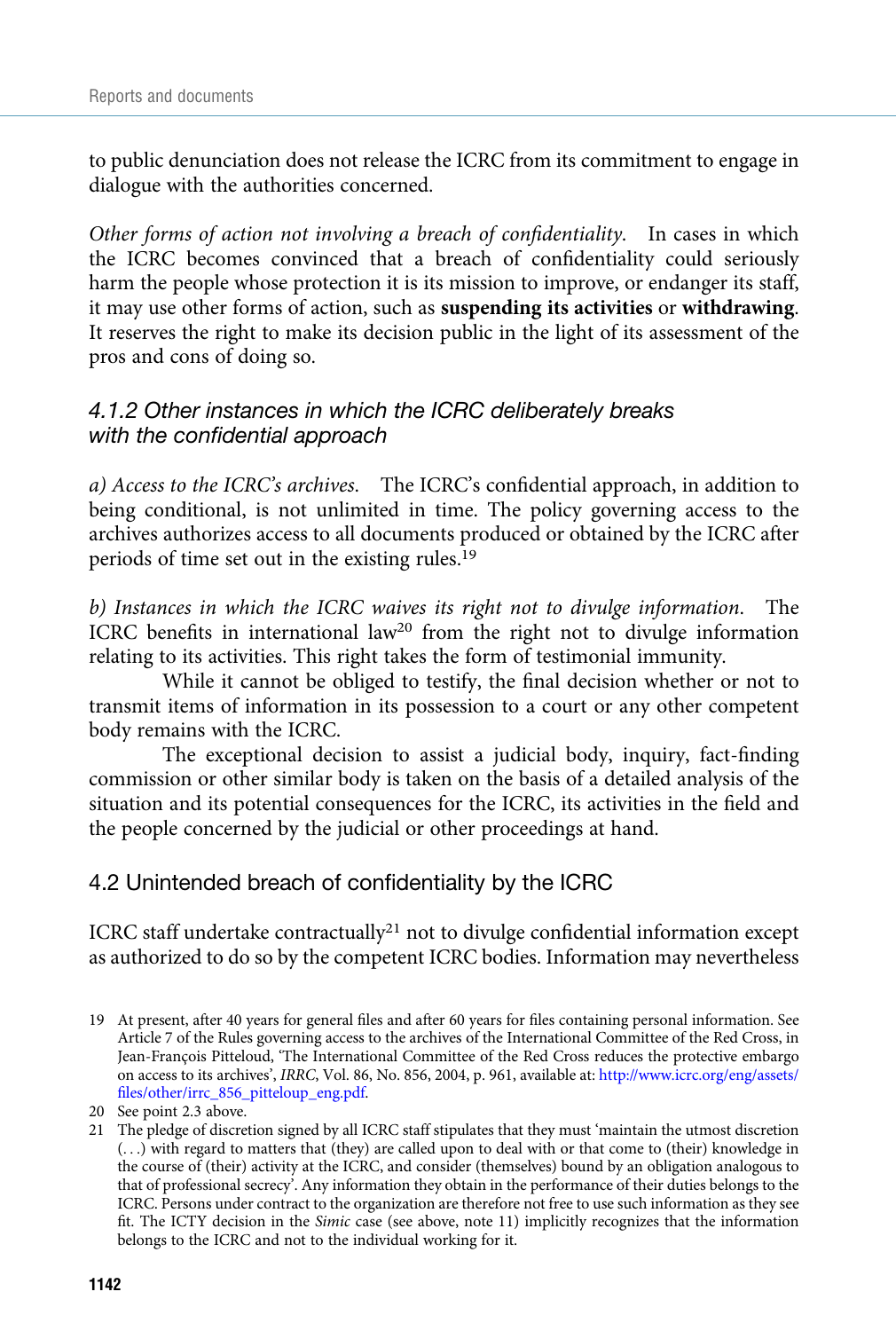to public denunciation does not release the ICRC from its commitment to engage in dialogue with the authorities concerned.

*Other forms of action not involving a breach of confidentiality.* In cases in which the ICRC becomes convinced that a breach of confidentiality could seriously harm the people whose protection it is its mission to improve, or endanger its staff, it may use other forms of action, such as **suspending its activities** or **withdrawing**. It reserves the right to make its decision public in the light of its assessment of the pros and cons of doing so.

### *4.1.2 Other instances in which the ICRC deliberately breaks with the confidential approach*

*a) Access to the ICRC's archives.* The ICRC's confidential approach, in addition to being conditional, is not unlimited in time. The policy governing access to the archives authorizes access to all documents produced or obtained by the ICRC after periods of time set out in the existing rules.[19]

*b) Instances in which the ICRC waives its right not to divulge information.* The ICRC benefits in international law[20] from the right not to divulge information relating to its activities. This right takes the form of testimonial immunity.

While it cannot be obliged to testify, the final decision whether or not to transmit items of information in its possession to a court or any other competent body remains with the ICRC.

The exceptional decision to assist a judicial body, inquiry, fact-finding commission or other similar body is taken on the basis of a detailed analysis of the situation and its potential consequences for the ICRC, its activities in the field and the people concerned by the judicial or other proceedings at hand.

## 4.2 Unintended breach of confidentiality by the ICRC

ICRC staff undertake contractually[21] not to divulge confidential information except as authorized to do so by the competent ICRC bodies. Information may nevertheless

---

19 At present, after 40 years for general files and after 60 years for files containing personal information. See Article 7 of the Rules governing access to the archives of the International Committee of the Red Cross, in Jean-François Pitteloud, 'The International Committee of the Red Cross reduces the protective embargo on access to its archives', *IRRC*, Vol. 86, No. 856, 2004, p. 961, available at: http://www.icrc.org/eng/assets/files/other/irrc_856_pitteloup_eng.pdf.

20 See point 2.3 above.

21 The pledge of discretion signed by all ICRC staff stipulates that they must 'maintain the utmost discretion (...) with regard to matters that (they) are called upon to deal with or that come to (their) knowledge in the course of (their) activity at the ICRC, and consider (themselves) bound by an obligation analogous to that of professional secrecy'. Any information they obtain in the performance of their duties belongs to the ICRC. Persons under contract to the organization are therefore not free to use such information as they see fit. The ICTY decision in the *Simic* case (see above, note 11) implicitly recognizes that the information belongs to the ICRC and not to the individual working for it.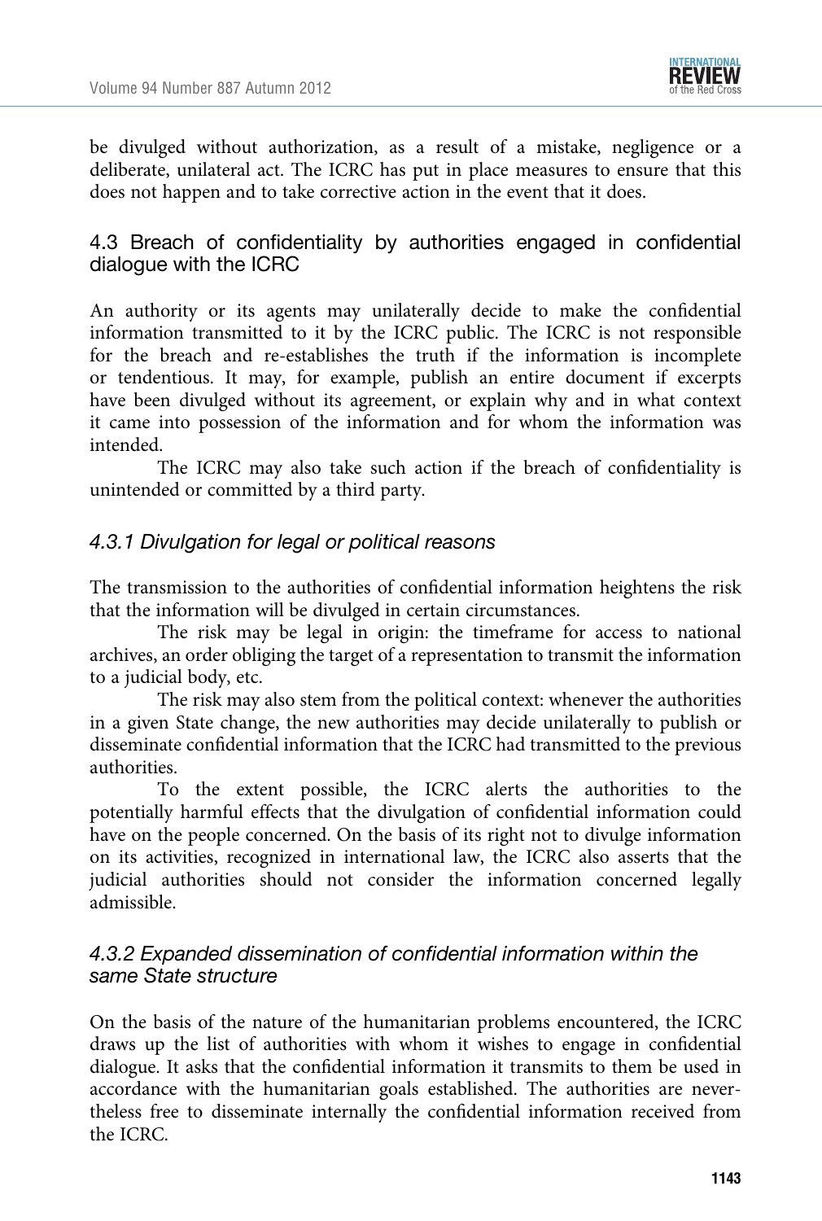be divulged without authorization, as a result of a mistake, negligence or a deliberate, unilateral act. The ICRC has put in place measures to ensure that this does not happen and to take corrective action in the event that it does.

## 4.3 Breach of confidentiality by authorities engaged in confidential dialogue with the ICRC

An authority or its agents may unilaterally decide to make the confidential information transmitted to it by the ICRC public. The ICRC is not responsible for the breach and re-establishes the truth if the information is incomplete or tendentious. It may, for example, publish an entire document if excerpts have been divulged without its agreement, or explain why and in what context it came into possession of the information and for whom the information was intended.

The ICRC may also take such action if the breach of confidentiality is unintended or committed by a third party.

### *4.3.1 Divulgation for legal or political reasons*

The transmission to the authorities of confidential information heightens the risk that the information will be divulged in certain circumstances.

The risk may be legal in origin: the timeframe for access to national archives, an order obliging the target of a representation to transmit the information to a judicial body, etc.

The risk may also stem from the political context: whenever the authorities in a given State change, the new authorities may decide unilaterally to publish or disseminate confidential information that the ICRC had transmitted to the previous authorities.

To the extent possible, the ICRC alerts the authorities to the potentially harmful effects that the divulgation of confidential information could have on the people concerned. On the basis of its right not to divulge information on its activities, recognized in international law, the ICRC also asserts that the judicial authorities should not consider the information concerned legally admissible.

### *4.3.2 Expanded dissemination of confidential information within the same State structure*

On the basis of the nature of the humanitarian problems encountered, the ICRC draws up the list of authorities with whom it wishes to engage in confidential dialogue. It asks that the confidential information it transmits to them be used in accordance with the humanitarian goals established. The authorities are nevertheless free to disseminate internally the confidential information received from the ICRC.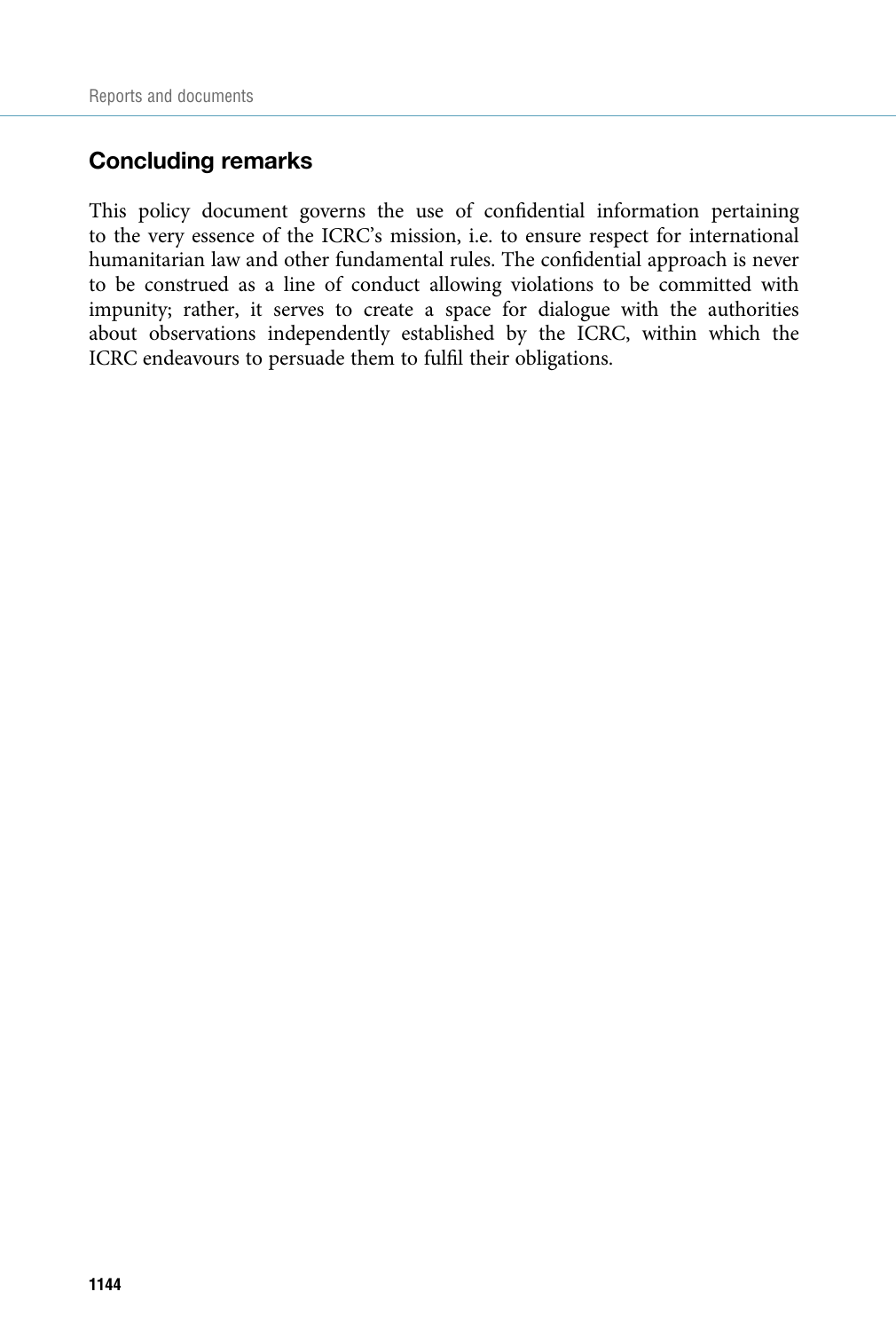## Concluding remarks

This policy document governs the use of confidential information pertaining to the very essence of the ICRC's mission, i.e. to ensure respect for international humanitarian law and other fundamental rules. The confidential approach is never to be construed as a line of conduct allowing violations to be committed with impunity; rather, it serves to create a space for dialogue with the authorities about observations independently established by the ICRC, within which the ICRC endeavours to persuade them to fulfil their obligations.